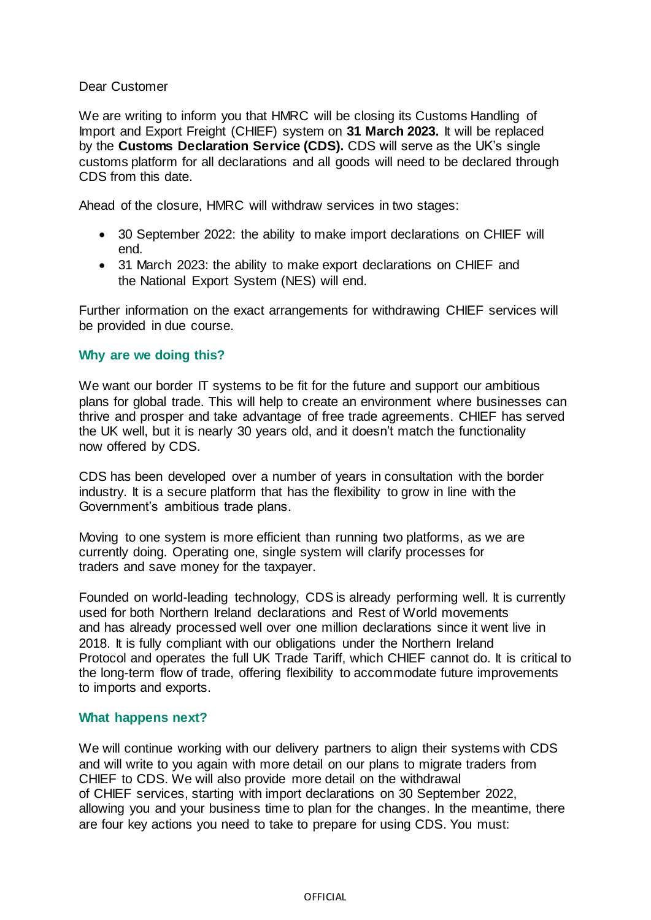Dear Customer

We are writing to inform you that HMRC will be closing its Customs Handling of Import and Export Freight (CHIEF) system on **31 March 2023.** It will be replaced by the **Customs Declaration Service (CDS).** CDS will serve as the UK's single customs platform for all declarations and all goods will need to be declared through CDS from this date.

Ahead of the closure, HMRC will withdraw services in two stages:

- 30 September 2022: the ability to make import declarations on CHIEF will end.
- 31 March 2023: the ability to make export declarations on CHIEF and the National Export System (NES) will end.

Further information on the exact arrangements for withdrawing CHIEF services will be provided in due course.

### Why are we doing this?

We want our border IT systems to be fit for the future and support our ambitious plans for global trade. This will help to create an environment where businesses can thrive and prosper and take advantage of free trade agreements. CHIEF has served the UK well, but it is nearly 30 years old, and it doesn't match the functionality now offered by CDS.

CDS has been developed over a number of years in consultation with the border industry. It is a secure platform that has the flexibility to grow in line with the Government's ambitious trade plans.

Moving to one system is more efficient than running two platforms, as we are currently doing. Operating one, single system will clarify processes for traders and save money for the taxpayer.

Founded on world-leading technology, CDS is already performing well. It is currently used for both Northern Ireland declarations and Rest of World movements and has already processed well over one million declarations since it went live in 2018. It is fully compliant with our obligations under the Northern Ireland Protocol and operates the full UK Trade Tariff, which CHIEF cannot do. It is critical to the long-term flow of trade, offering flexibility to accommodate future improvements to imports and exports.

### What happens next?

We will continue working with our delivery partners to align their systems with CDS and will write to you again with more detail on our plans to migrate traders from CHIEF to CDS. We will also provide more detail on the withdrawal of CHIEF services, starting with import declarations on 30 September 2022, allowing you and your business time to plan for the changes. In the meantime, there are four key actions you need to take to prepare for using CDS. You must: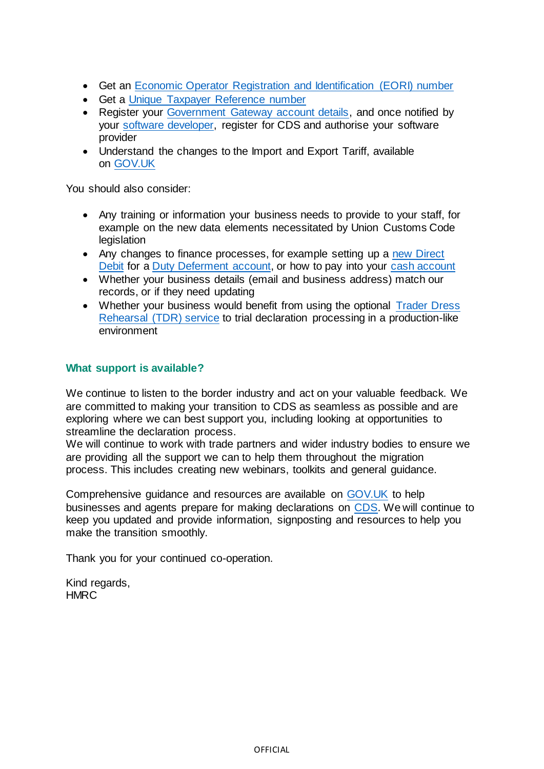- Get an Economic Operator Registration and Identification (EORI) number
- Get a Unique Taxpayer Reference number
- Register your Government Gateway account details, and once notified by your software developer, register for CDS and authorise your software provider
- Understand the changes to the Import and Export Tariff, available on GOV.UK

You should also consider:

- Any training or information your business needs to provide to your staff, for example on the new data elements necessitated by Union Customs Code legislation
- Any changes to finance processes, for example setting up a new Direct Debit for a Duty Deferment account, or how to pay into your cash account
- Whether your business details (email and business address) match our records, or if they need updating
- Whether your business would benefit from using the optional Trader Dress Rehearsal (TDR) service to trial declaration processing in a production-like environment

### What support is available?

We continue to listen to the border industry and act on your valuable feedback. We are committed to making your transition to CDS as seamless as possible and are exploring where we can best support you, including looking at opportunities to streamline the declaration process.
We will continue to work with trade partners and wider industry bodies to ensure we are providing all the support we can to help them throughout the migration process. This includes creating new webinars, toolkits and general guidance.

Comprehensive guidance and resources are available on GOV.UK to help businesses and agents prepare for making declarations on CDS. We will continue to keep you updated and provide information, signposting and resources to help you make the transition smoothly.

Thank you for your continued co-operation.

Kind regards,
HMRC